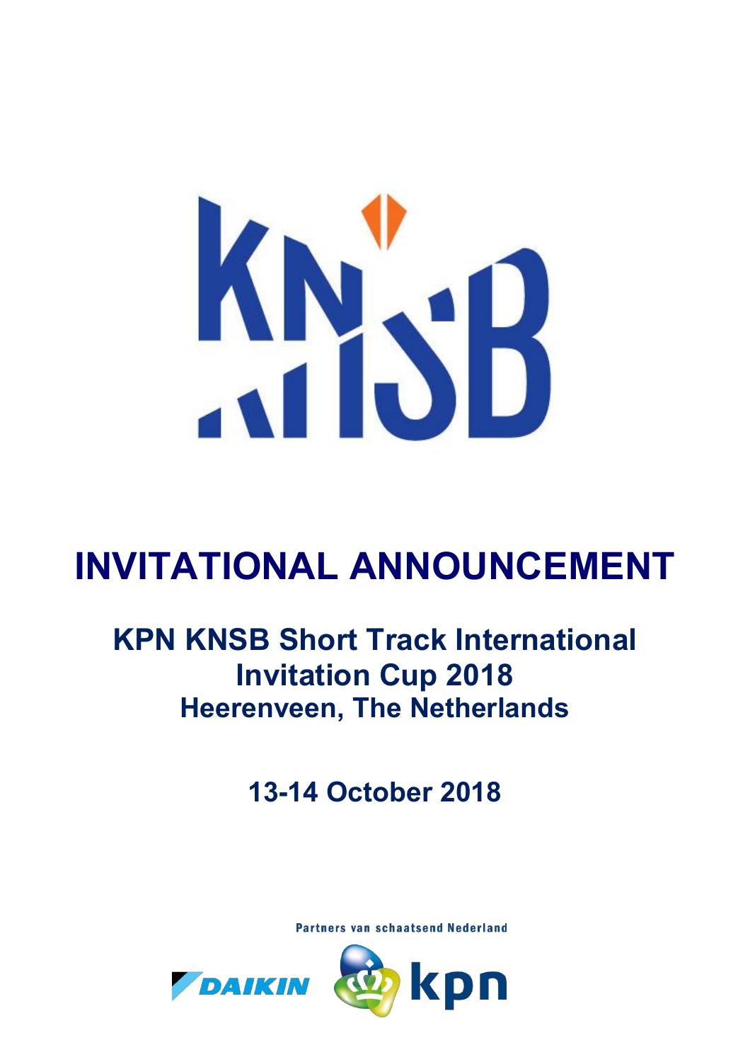# INVITATIONAL ANNOUNCEMENT

## KPN KNSB Short Track International Invitation Cup 2018
## Heerenveen, The Netherlands

## 13-14 October 2018

Partners van schaatsend Nederland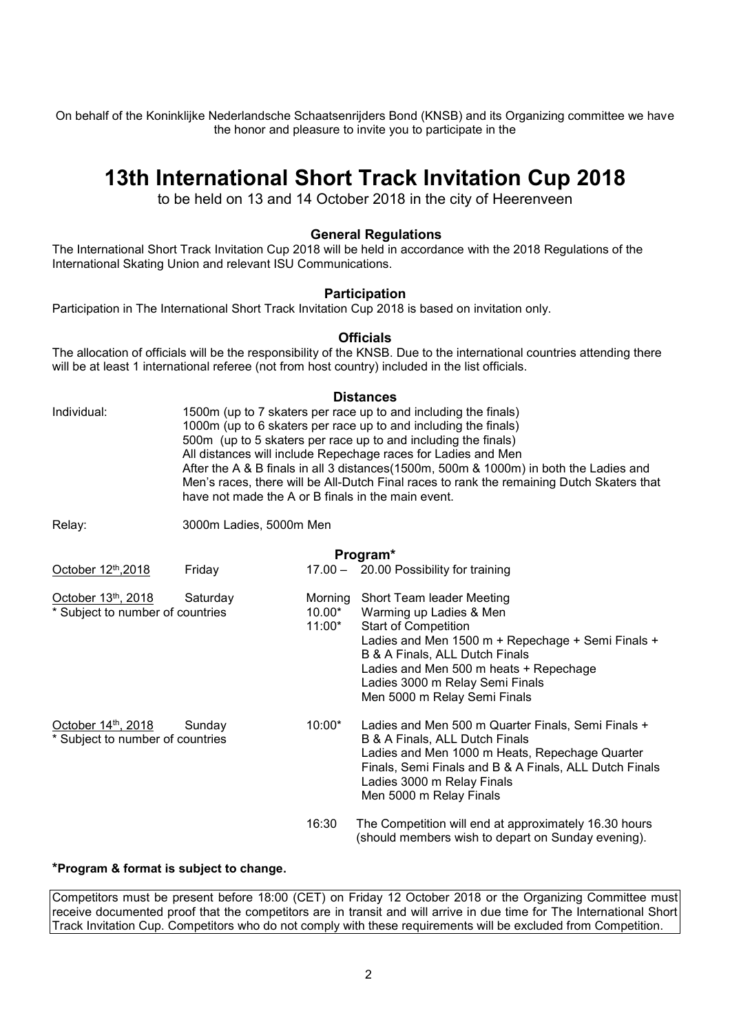On behalf of the Koninklijke Nederlandsche Schaatsenrijders Bond (KNSB) and its Organizing committee we have the honor and pleasure to invite you to participate in the

# 13th International Short Track Invitation Cup 2018

to be held on 13 and 14 October 2018 in the city of Heerenveen

### General Regulations

The International Short Track Invitation Cup 2018 will be held in accordance with the 2018 Regulations of the International Skating Union and relevant ISU Communications.

### Participation

Participation in The International Short Track Invitation Cup 2018 is based on invitation only.

### Officials

The allocation of officials will be the responsibility of the KNSB. Due to the international countries attending there will be at least 1 international referee (not from host country) included in the list officials.

### Distances

Individual:

- 1500m (up to 7 skaters per race up to and including the finals)
- 1000m (up to 6 skaters per race up to and including the finals)
- 500m (up to 5 skaters per race up to and including the finals)
- All distances will include Repechage races for Ladies and Men
- After the A & B finals in all 3 distances(1500m, 500m & 1000m) in both the Ladies and Men's races, there will be All-Dutch Final races to rank the remaining Dutch Skaters that have not made the A or B finals in the main event.

Relay: 3000m Ladies, 5000m Men

### Program*

| Date | Day | Time | Activity |
|---|---|---|---|
| October 12th,2018 | Friday | 17.00 – 20.00 | Possibility for training |
| October 13th, 2018<br>* Subject to number of countries | Saturday | Morning | Short Team leader Meeting |
| | | 10.00* | Warming up Ladies & Men |
| | | 11:00* | Start of Competition<br>Ladies and Men 1500 m + Repechage + Semi Finals + B & A Finals, ALL Dutch Finals<br>Ladies and Men 500 m heats + Repechage<br>Ladies 3000 m Relay Semi Finals<br>Men 5000 m Relay Semi Finals |
| October 14th, 2018<br>* Subject to number of countries | Sunday | 10:00* | Ladies and Men 500 m Quarter Finals, Semi Finals + B & A Finals, ALL Dutch Finals<br>Ladies and Men 1000 m Heats, Repechage Quarter Finals, Semi Finals and B & A Finals, ALL Dutch Finals<br>Ladies 3000 m Relay Finals<br>Men 5000 m Relay Finals |
| | | 16:30 | The Competition will end at approximately 16.30 hours (should members wish to depart on Sunday evening). |

**\*Program & format is subject to change.**

Competitors must be present before 18:00 (CET) on Friday 12 October 2018 or the Organizing Committee must receive documented proof that the competitors are in transit and will arrive in due time for The International Short Track Invitation Cup. Competitors who do not comply with these requirements will be excluded from Competition.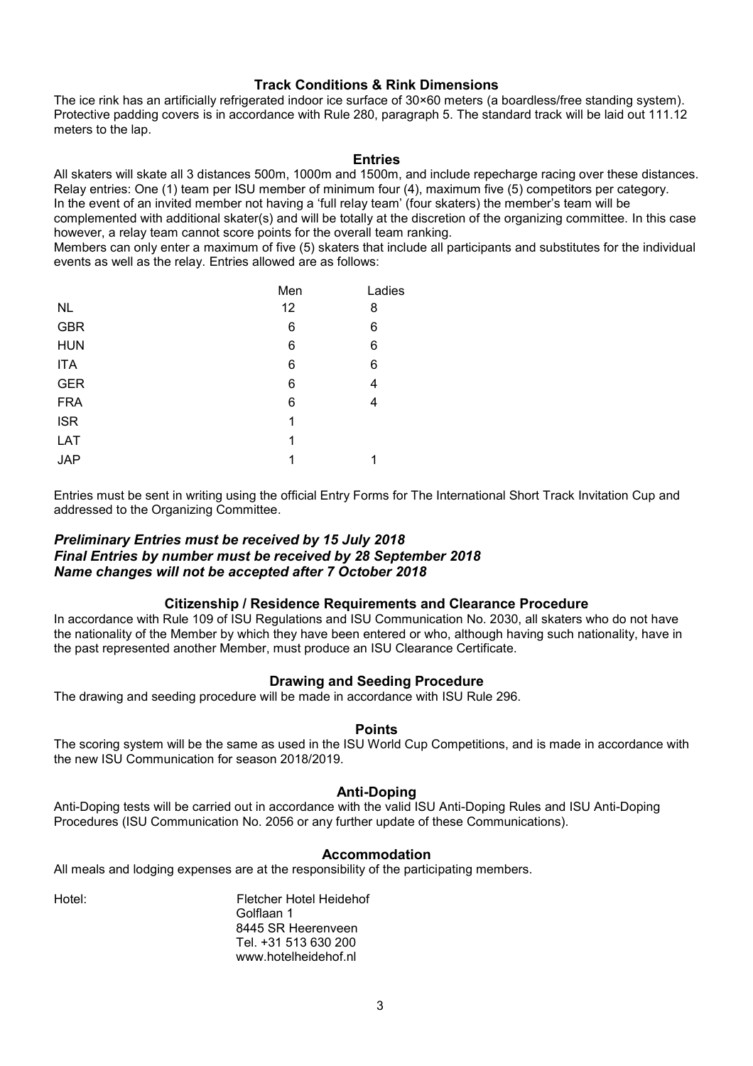## Track Conditions & Rink Dimensions

The ice rink has an artificially refrigerated indoor ice surface of 30×60 meters (a boardless/free standing system). Protective padding covers is in accordance with Rule 280, paragraph 5. The standard track will be laid out 111.12 meters to the lap.

## Entries

All skaters will skate all 3 distances 500m, 1000m and 1500m, and include repecharge racing over these distances.
Relay entries: One (1) team per ISU member of minimum four (4), maximum five (5) competitors per category.
In the event of an invited member not having a 'full relay team' (four skaters) the member's team will be complemented with additional skater(s) and will be totally at the discretion of the organizing committee. In this case however, a relay team cannot score points for the overall team ranking.
Members can only enter a maximum of five (5) skaters that include all participants and substitutes for the individual events as well as the relay. Entries allowed are as follows:

| | Men | Ladies |
|---|---|---|
| NL | 12 | 8 |
| GBR | 6 | 6 |
| HUN | 6 | 6 |
| ITA | 6 | 6 |
| GER | 6 | 4 |
| FRA | 6 | 4 |
| ISR | 1 | |
| LAT | 1 | |
| JAP | 1 | 1 |

Entries must be sent in writing using the official Entry Forms for The International Short Track Invitation Cup and addressed to the Organizing Committee.

***Preliminary Entries must be received by 15 July 2018***
***Final Entries by number must be received by 28 September 2018***
***Name changes will not be accepted after 7 October 2018***

## Citizenship / Residence Requirements and Clearance Procedure

In accordance with Rule 109 of ISU Regulations and ISU Communication No. 2030, all skaters who do not have the nationality of the Member by which they have been entered or who, although having such nationality, have in the past represented another Member, must produce an ISU Clearance Certificate.

## Drawing and Seeding Procedure

The drawing and seeding procedure will be made in accordance with ISU Rule 296.

## Points

The scoring system will be the same as used in the ISU World Cup Competitions, and is made in accordance with the new ISU Communication for season 2018/2019.

## Anti-Doping

Anti-Doping tests will be carried out in accordance with the valid ISU Anti-Doping Rules and ISU Anti-Doping Procedures (ISU Communication No. 2056 or any further update of these Communications).

## Accommodation

All meals and lodging expenses are at the responsibility of the participating members.

Hotel:
Fletcher Hotel Heidehof
Golflaan 1
8445 SR Heerenveen
Tel. +31 513 630 200
www.hotelheidehof.nl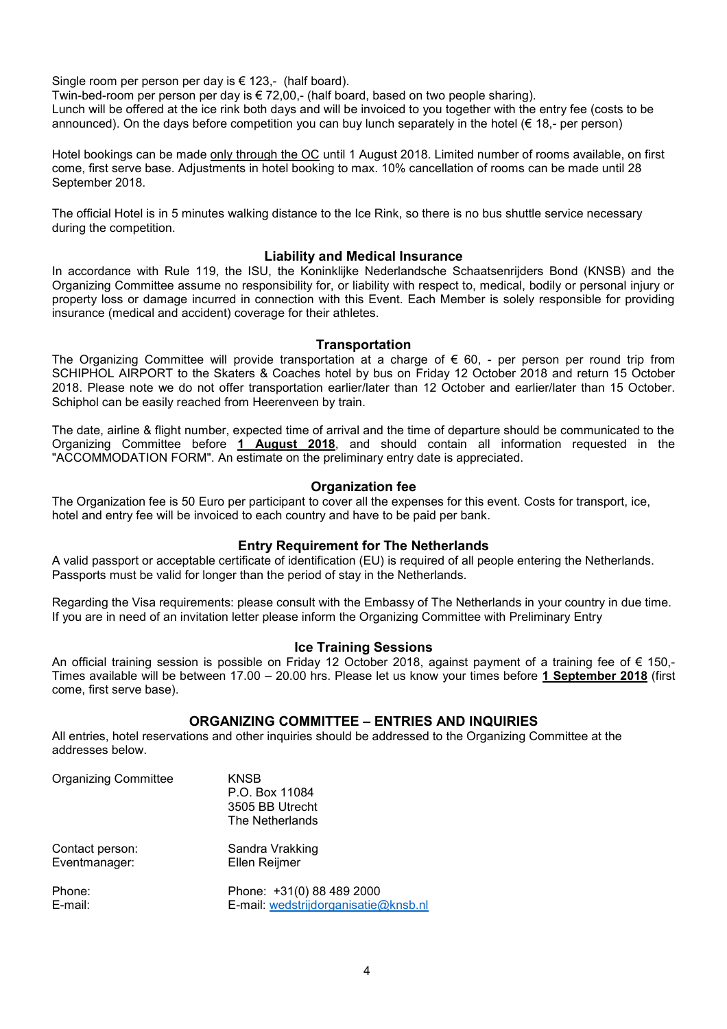Single room per person per day is € 123,- (half board).
Twin-bed-room per person per day is € 72,00,- (half board, based on two people sharing).
Lunch will be offered at the ice rink both days and will be invoiced to you together with the entry fee (costs to be announced). On the days before competition you can buy lunch separately in the hotel (€ 18,- per person)

Hotel bookings can be made only through the OC until 1 August 2018. Limited number of rooms available, on first come, first serve base. Adjustments in hotel booking to max. 10% cancellation of rooms can be made until 28 September 2018.

The official Hotel is in 5 minutes walking distance to the Ice Rink, so there is no bus shuttle service necessary during the competition.

## Liability and Medical Insurance

In accordance with Rule 119, the ISU, the Koninklijke Nederlandsche Schaatsenrijders Bond (KNSB) and the Organizing Committee assume no responsibility for, or liability with respect to, medical, bodily or personal injury or property loss or damage incurred in connection with this Event. Each Member is solely responsible for providing insurance (medical and accident) coverage for their athletes.

## Transportation

The Organizing Committee will provide transportation at a charge of € 60, - per person per round trip from SCHIPHOL AIRPORT to the Skaters & Coaches hotel by bus on Friday 12 October 2018 and return 15 October 2018. Please note we do not offer transportation earlier/later than 12 October and earlier/later than 15 October. Schiphol can be easily reached from Heerenveen by train.

The date, airline & flight number, expected time of arrival and the time of departure should be communicated to the Organizing Committee before **1 August 2018**, and should contain all information requested in the "ACCOMMODATION FORM". An estimate on the preliminary entry date is appreciated.

## Organization fee

The Organization fee is 50 Euro per participant to cover all the expenses for this event. Costs for transport, ice, hotel and entry fee will be invoiced to each country and have to be paid per bank.

## Entry Requirement for The Netherlands

A valid passport or acceptable certificate of identification (EU) is required of all people entering the Netherlands. Passports must be valid for longer than the period of stay in the Netherlands.

Regarding the Visa requirements: please consult with the Embassy of The Netherlands in your country in due time. If you are in need of an invitation letter please inform the Organizing Committee with Preliminary Entry

## Ice Training Sessions

An official training session is possible on Friday 12 October 2018, against payment of a training fee of € 150,- Times available will be between 17.00 – 20.00 hrs. Please let us know your times before **1 September 2018** (first come, first serve base).

## ORGANIZING COMMITTEE – ENTRIES AND INQUIRIES

All entries, hotel reservations and other inquiries should be addressed to the Organizing Committee at the addresses below.

| | |
|---|---|
| Organizing Committee | KNSB<br>P.O. Box 11084<br>3505 BB Utrecht<br>The Netherlands |
| Contact person: | Sandra Vrakking |
| Eventmanager: | Ellen Reijmer |
| Phone: | Phone: +31(0) 88 489 2000 |
| E-mail: | E-mail: wedstrijdorganisatie@knsb.nl |